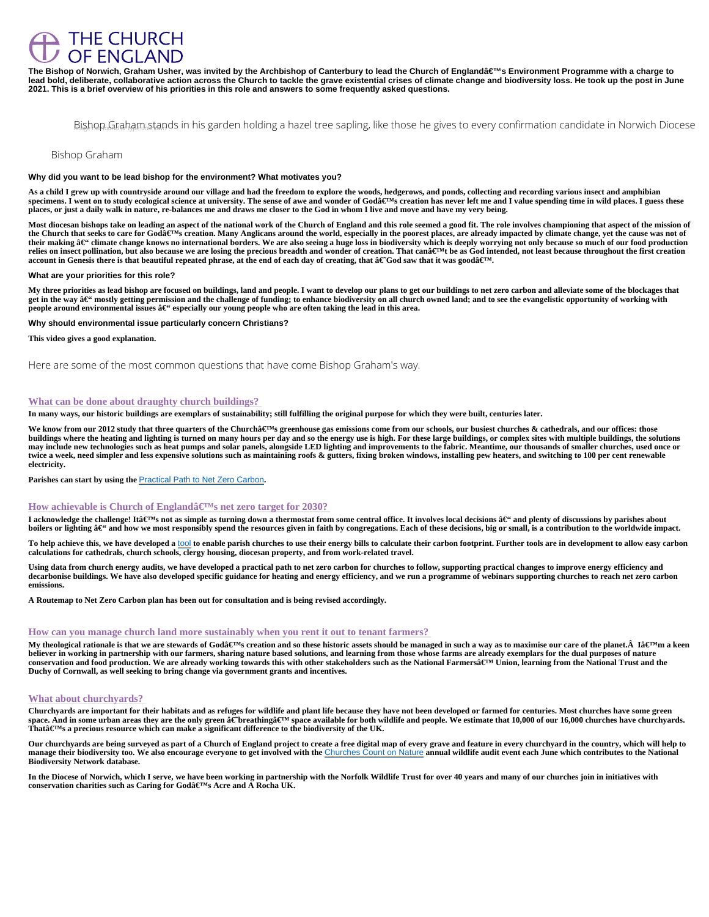# THE CHURCH OF ENGLAND

**The Bishop of Norwich, Graham Usher, was invited by the Archbishop of Canterbury to lead the Church of Englandâ€™s Environment Programme with a charge to lead bold, deliberate, collaborative action across the Church to tackle the grave existential crises of climate change and biodiversity loss. He took up the post in June 2021. This is a brief overview of his priorities in this role and answers to some frequently asked questions.**

Bishop Graham stands in his garden holding a hazel tree sapling, like those he gives to every confirmation candidate in Norwich Diocese

Bishop Graham

### Why did you want to be lead bishop for the environment? What motivates you?

**As a child I grew up with countryside around our village and had the freedom to explore the woods, hedgerows, and ponds, collecting and recording various insect and amphibian specimens. I went on to study ecological science at university. The sense of awe and wonder of Godâ€™s creation has never left me and I value spending time in wild places. I guess these places, or just a daily walk in nature, re-balances me and draws me closer to the God in whom I live and move and have my very being.**

**Most diocesan bishops take on leading an aspect of the national work of the Church of England and this role seemed a good fit. The role involves championing that aspect of the mission of the Church that seeks to care for Godâ€™s creation. Many Anglicans around the world, especially in the poorest places, are already impacted by climate change, yet the cause was not of their making â€“ climate change knows no international borders. We are also seeing a huge loss in biodiversity which is deeply worrying not only because so much of our food production relies on insect pollination, but also because we are losing the precious breadth and wonder of creation. That canâ€™t be as God intended, not least because throughout the first creation account in Genesis there is that beautiful repeated phrase, at the end of each day of creating, that â€˜God saw that it was goodâ€™.**

### What are your priorities for this role?

**My three priorities as lead bishop are focused on buildings, land and people. I want to develop our plans to get our buildings to net zero carbon and alleviate some of the blockages that get in the way â€“ mostly getting permission and the challenge of funding; to enhance biodiversity on all church owned land; and to see the evangelistic opportunity of working with people around environmental issues â€“ especially our young people who are often taking the lead in this area.**

### Why should environmental issue particularly concern Christians?

**This video gives a good explanation.**

Here are some of the most common questions that have come Bishop Graham's way.

## What can be done about draughty church buildings?

**In many ways, our historic buildings are exemplars of sustainability; still fulfilling the original purpose for which they were built, centuries later.**

**We know from our 2012 study that three quarters of the Churchâ€™s greenhouse gas emissions come from our schools, our busiest churches & cathedrals, and our offices: those buildings where the heating and lighting is turned on many hours per day and so the energy use is high. For these large buildings, or complex sites with multiple buildings, the solutions may include new technologies such as heat pumps and solar panels, alongside LED lighting and improvements to the fabric. Meantime, our thousands of smaller churches, used once or twice a week, need simpler and less expensive solutions such as maintaining roofs & gutters, fixing broken windows, installing pew heaters, and switching to 100 per cent renewable electricity.**

**Parishes can start by using the** Practical Path to Net Zero Carbon**.**

## How achievable is Church of Englandâ€™s net zero target for 2030?

**I acknowledge the challenge! Itâ€™s not as simple as turning down a thermostat from some central office. It involves local decisions â€“ and plenty of discussions by parishes about boilers or lighting â€“ and how we most responsibly spend the resources given in faith by congregations. Each of these decisions, big or small, is a contribution to the worldwide impact.**

**To help achieve this, we have developed a** tool **to enable parish churches to use their energy bills to calculate their carbon footprint. Further tools are in development to allow easy carbon calculations for cathedrals, church schools, clergy housing, diocesan property, and from work-related travel.**

**Using data from church energy audits, we have developed a practical path to net zero carbon for churches to follow, supporting practical changes to improve energy efficiency and decarbonise buildings. We have also developed specific guidance for heating and energy efficiency, and we run a programme of webinars supporting churches to reach net zero carbon emissions.**

**A Routemap to Net Zero Carbon plan has been out for consultation and is being revised accordingly.**

## How can you manage church land more sustainably when you rent it out to tenant farmers?

**My theological rationale is that we are stewards of Godâ€™s creation and so these historic assets should be managed in such a way as to maximise our care of the planet.Â Iâ€™m a keen believer in working in partnership with our farmers, sharing nature based solutions, and learning from those whose farms are already exemplars for the dual purposes of nature conservation and food production. We are already working towards this with other stakeholders such as the National Farmersâ€™ Union, learning from the National Trust and the Duchy of Cornwall, as well seeking to bring change via government grants and incentives.**

## What about churchyards?

**Churchyards are important for their habitats and as refuges for wildlife and plant life because they have not been developed or farmed for centuries. Most churches have some green space. And in some urban areas they are the only green â€˜breathingâ€™ space available for both wildlife and people. We estimate that 10,000 of our 16,000 churches have churchyards. Thatâ€™s a precious resource which can make a significant difference to the biodiversity of the UK.**

**Our churchyards are being surveyed as part of a Church of England project to create a free digital map of every grave and feature in every churchyard in the country, which will help to manage their biodiversity too. We also encourage everyone to get involved with the** Churches Count on Nature **annual wildlife audit event each June which contributes to the National Biodiversity Network database.**

**In the Diocese of Norwich, which I serve, we have been working in partnership with the Norfolk Wildlife Trust for over 40 years and many of our churches join in initiatives with conservation charities such as Caring for Godâ€™s Acre and A Rocha UK.**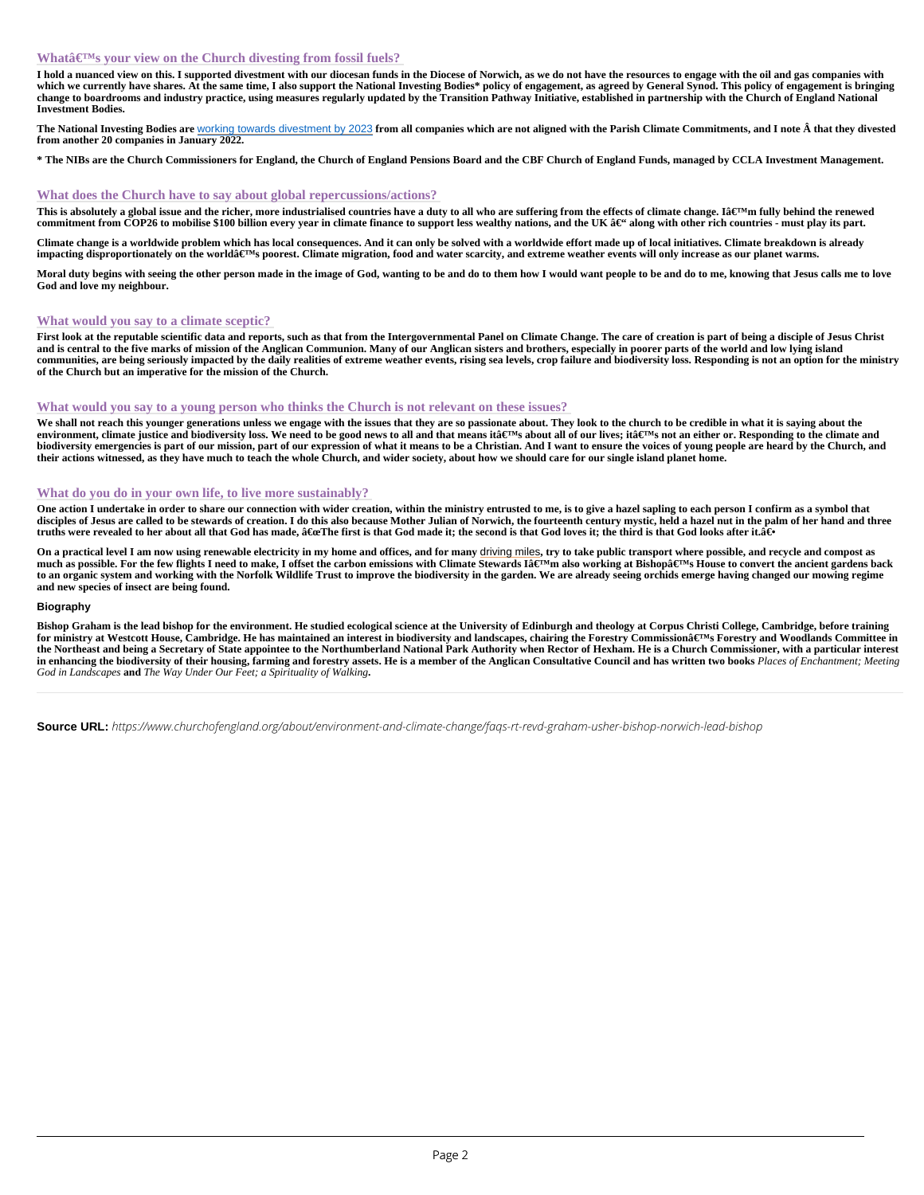### Whatâ€™s your view on the Church divesting from fossil fuels?

**I hold a nuanced view on this. I supported divestment with our diocesan funds in the Diocese of Norwich, as we do not have the resources to engage with the oil and gas companies with which we currently have shares. At the same time, I also support the National Investing Bodies* policy of engagement, as agreed by General Synod. This policy of engagement is bringing change to boardrooms and industry practice, using measures regularly updated by the Transition Pathway Initiative, established in partnership with the Church of England National Investment Bodies.**

**The National Investing Bodies are** working towards divestment by 2023 **from all companies which are not aligned with the Parish Climate Commitments, and I note Â that they divested from another 20 companies in January 2022.**

*** The NIBs are the Church Commissioners for England, the Church of England Pensions Board and the CBF Church of England Funds, managed by CCLA Investment Management.**

### What does the Church have to say about global repercussions/actions?

**This is absolutely a global issue and the richer, more industrialised countries have a duty to all who are suffering from the effects of climate change. Iâ€™m fully behind the renewed commitment from COP26 to mobilise $100 billion every year in climate finance to support less wealthy nations, and the UK â€“ along with other rich countries - must play its part.**

**Climate change is a worldwide problem which has local consequences. And it can only be solved with a worldwide effort made up of local initiatives. Climate breakdown is already impacting disproportionately on the worldâ€™s poorest. Climate migration, food and water scarcity, and extreme weather events will only increase as our planet warms.**

**Moral duty begins with seeing the other person made in the image of God, wanting to be and do to them how I would want people to be and do to me, knowing that Jesus calls me to love God and love my neighbour.**

### What would you say to a climate sceptic?

**First look at the reputable scientific data and reports, such as that from the Intergovernmental Panel on Climate Change. The care of creation is part of being a disciple of Jesus Christ and is central to the five marks of mission of the Anglican Communion. Many of our Anglican sisters and brothers, especially in poorer parts of the world and low lying island communities, are being seriously impacted by the daily realities of extreme weather events, rising sea levels, crop failure and biodiversity loss. Responding is not an option for the ministry of the Church but an imperative for the mission of the Church.**

### What would you say to a young person who thinks the Church is not relevant on these issues?

**We shall not reach this younger generations unless we engage with the issues that they are so passionate about. They look to the church to be credible in what it is saying about the environment, climate justice and biodiversity loss. We need to be good news to all and that means itâ€™s about all of our lives; itâ€™s not an either or. Responding to the climate and biodiversity emergencies is part of our mission, part of our expression of what it means to be a Christian. And I want to ensure the voices of young people are heard by the Church, and their actions witnessed, as they have much to teach the whole Church, and wider society, about how we should care for our single island planet home.**

### What do you do in your own life, to live more sustainably?

**One action I undertake in order to share our connection with wider creation, within the ministry entrusted to me, is to give a hazel sapling to each person I confirm as a symbol that disciples of Jesus are called to be stewards of creation. I do this also because Mother Julian of Norwich, the fourteenth century mystic, held a hazel nut in the palm of her hand and three truths were revealed to her about all that God has made, â€œThe first is that God made it; the second is that God loves it; the third is that God looks after it.â€•**

**On a practical level I am now using renewable electricity in my home and offices, and for many** driving miles**, try to take public transport where possible, and recycle and compost as much as possible. For the few flights I need to make, I offset the carbon emissions with Climate Stewards Iâ€™m also working at Bishopâ€™s House to convert the ancient gardens back to an organic system and working with the Norfolk Wildlife Trust to improve the biodiversity in the garden. We are already seeing orchids emerge having changed our mowing regime and new species of insect are being found.**

#### Biography

**Bishop Graham is the lead bishop for the environment. He studied ecological science at the University of Edinburgh and theology at Corpus Christi College, Cambridge, before training for ministry at Westcott House, Cambridge. He has maintained an interest in biodiversity and landscapes, chairing the Forestry Commissionâ€™s Forestry and Woodlands Committee in the Northeast and being a Secretary of State appointee to the Northumberland National Park Authority when Rector of Hexham. He is a Church Commissioner, with a particular interest in enhancing the biodiversity of their housing, farming and forestry assets. He is a member of the Anglican Consultative Council and has written two books** *Places of Enchantment; Meeting God in Landscapes* **and** *The Way Under Our Feet; a Spirituality of Walking***.**

---

**Source URL:** *https://www.churchofengland.org/about/environment-and-climate-change/faqs-rt-revd-graham-usher-bishop-norwich-lead-bishop*